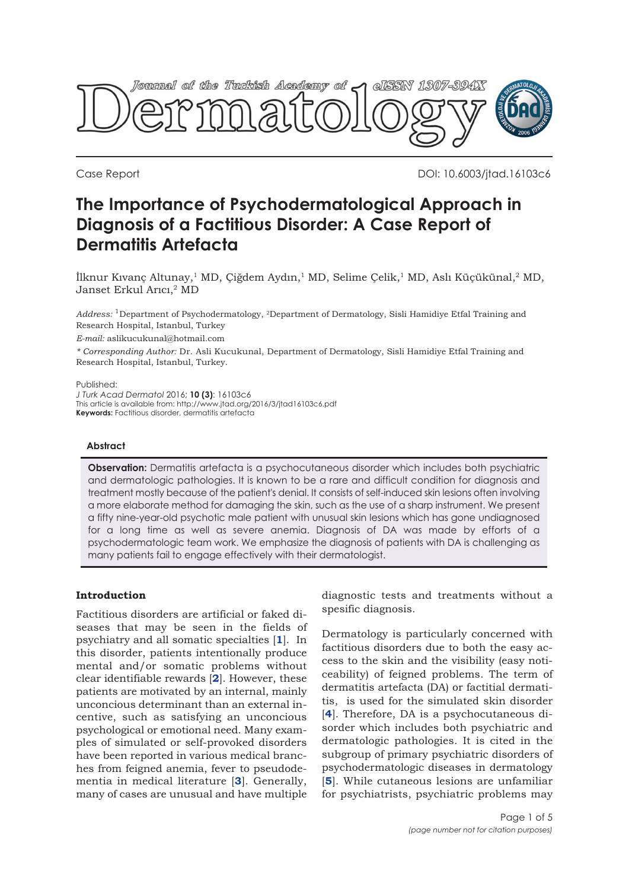Case Report

DOI: 10.6003/jtad.16103c6

# The Importance of Psychodermatological Approach in Diagnosis of a Factitious Disorder: A Case Report of Dermatitis Artefacta

İlknur Kıvanç Altunay,[1] MD, Çiğdem Aydın,[1] MD, Selime Çelik,[1] MD, Aslı Küçükünal,[2] MD, Janset Erkul Arıcı,[2] MD

*Address:* [1]Department of Psychodermatology, [2]Department of Dermatology, Sisli Hamidiye Etfal Training and Research Hospital, Istanbul, Turkey

*E-mail:* aslikucukunal@hotmail.com

*\* Corresponding Author:* Dr. Asli Kucukunal, Department of Dermatology, Sisli Hamidiye Etfal Training and Research Hospital, Istanbul, Turkey.

Published:
*J Turk Acad Dermatol* 2016; **10 (3)**: 16103c6
This article is available from: http://www.jtad.org/2016/3/jtad16103c6.pdf
**Keywords:** Factitious disorder, dermatitis artefacta

### Abstract

**Observation:** Dermatitis artefacta is a psychocutaneous disorder which includes both psychiatric and dermatologic pathologies. It is known to be a rare and difficult condition for diagnosis and treatment mostly because of the patient's denial. It consists of self-induced skin lesions often involving a more elaborate method for damaging the skin, such as the use of a sharp instrument. We present a fifty nine-year-old psychotic male patient with unusual skin lesions which has gone undiagnosed for a long time as well as severe anemia. Diagnosis of DA was made by efforts of a psychodermatologic team work. We emphasize the diagnosis of patients with DA is challenging as many patients fail to engage effectively with their dermatologist.

## Introduction

Factitious disorders are artificial or faked diseases that may be seen in the fields of psychiatry and all somatic specialties [1]. In this disorder, patients intentionally produce mental and/or somatic problems without clear identifiable rewards [2]. However, these patients are motivated by an internal, mainly unconcious determinant than an external incentive, such as satisfying an unconcious psychological or emotional need. Many examples of simulated or self-provoked disorders have been reported in various medical branches from feigned anemia, fever to pseudodementia in medical literature [3]. Generally, many of cases are unusual and have multiple diagnostic tests and treatments without a spesific diagnosis.

Dermatology is particularly concerned with factitious disorders due to both the easy access to the skin and the visibility (easy noticeability) of feigned problems. The term of dermatitis artefacta (DA) or factitial dermatitis, is used for the simulated skin disorder [4]. Therefore, DA is a psychocutaneous disorder which includes both psychiatric and dermatologic pathologies. It is cited in the subgroup of primary psychiatric disorders of psychodermatologic diseases in dermatology [5]. While cutaneous lesions are unfamiliar for psychiatrists, psychiatric problems may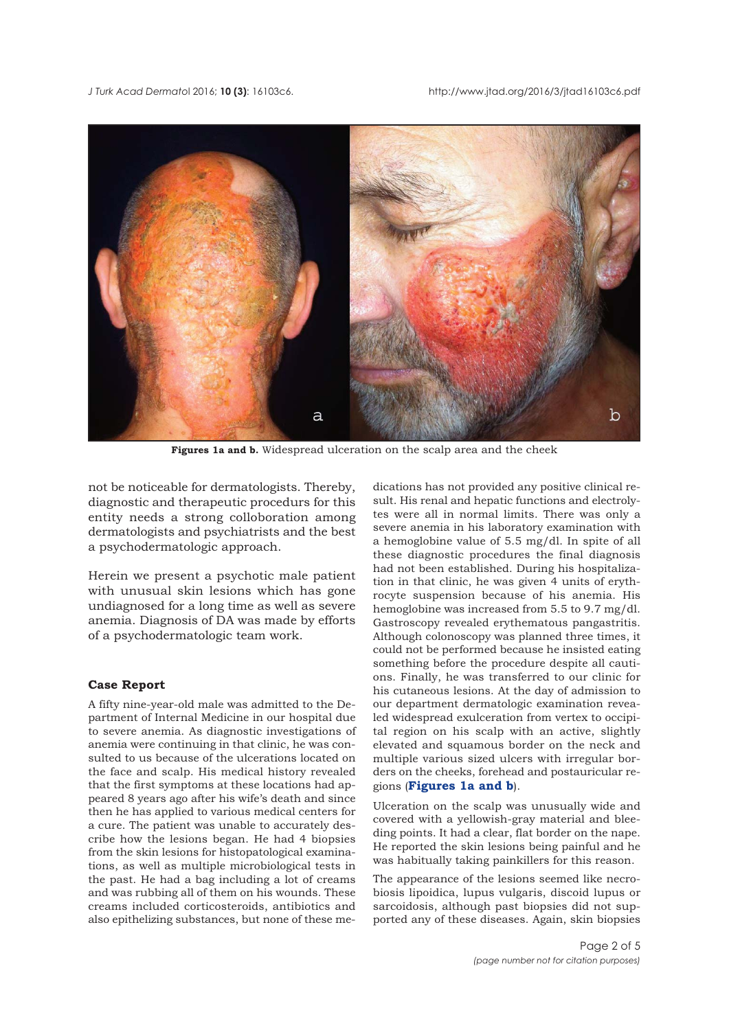**Figures 1a and b.** Widespread ulceration on the scalp area and the cheek

not be noticeable for dermatologists. Thereby, diagnostic and therapeutic procedurs for this entity needs a strong colloboration among dermatologists and psychiatrists and the best a psychodermatologic approach.

Herein we present a psychotic male patient with unusual skin lesions which has gone undiagnosed for a long time as well as severe anemia. Diagnosis of DA was made by efforts of a psychodermatologic team work.

## Case Report

A fifty nine-year-old male was admitted to the Department of Internal Medicine in our hospital due to severe anemia. As diagnostic investigations of anemia were continuing in that clinic, he was consulted to us because of the ulcerations located on the face and scalp. His medical history revealed that the first symptoms at these locations had appeared 8 years ago after his wife's death and since then he has applied to various medical centers for a cure. The patient was unable to accurately describe how the lesions began. He had 4 biopsies from the skin lesions for histopatological examinations, as well as multiple microbiological tests in the past. He had a bag including a lot of creams and was rubbing all of them on his wounds. These creams included corticosteroids, antibiotics and also epithelizing substances, but none of these medications has not provided any positive clinical result. His renal and hepatic functions and electrolytes were all in normal limits. There was only a severe anemia in his laboratory examination with a hemoglobine value of 5.5 mg/dl. In spite of all these diagnostic procedures the final diagnosis had not been established. During his hospitalization in that clinic, he was given 4 units of erythrocyte suspension because of his anemia. His hemoglobine was increased from 5.5 to 9.7 mg/dl. Gastroscopy revealed erythematous pangastritis. Although colonoscopy was planned three times, it could not be performed because he insisted eating something before the procedure despite all cautions. Finally, he was transferred to our clinic for his cutaneous lesions. At the day of admission to our department dermatologic examination revealed widespread exulceration from vertex to occipital region on his scalp with an active, slightly elevated and squamous border on the neck and multiple various sized ulcers with irregular borders on the cheeks, forehead and postauricular regions (**Figures 1a and b**).

Ulceration on the scalp was unusually wide and covered with a yellowish-gray material and bleeding points. It had a clear, flat border on the nape. He reported the skin lesions being painful and he was habitually taking painkillers for this reason.

The appearance of the lesions seemed like necrobiosis lipoidica, lupus vulgaris, discoid lupus or sarcoidosis, although past biopsies did not supported any of these diseases. Again, skin biopsies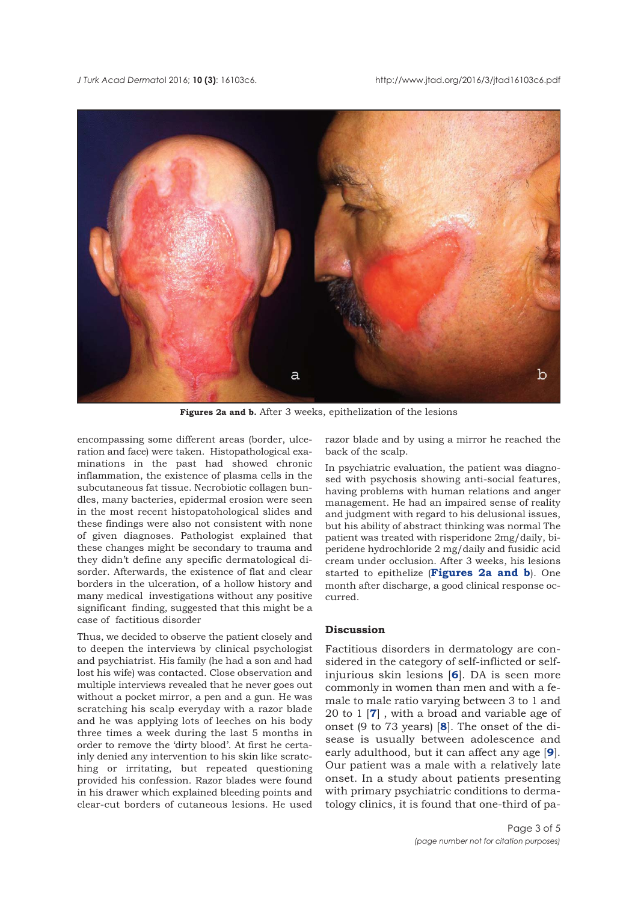**Figures 2a and b.** After 3 weeks, epithelization of the lesions

encompassing some different areas (border, ulceration and face) were taken. Histopathological examinations in the past had showed chronic inflammation, the existence of plasma cells in the subcutaneous fat tissue. Necrobiotic collagen bundles, many bacteries, epidermal erosion were seen in the most recent histopatohological slides and these findings were also not consistent with none of given diagnoses. Pathologist explained that these changes might be secondary to trauma and they didn't define any specific dermatological disorder. Afterwards, the existence of flat and clear borders in the ulceration, of a hollow history and many medical investigations without any positive significant finding, suggested that this might be a case of factitious disorder

Thus, we decided to observe the patient closely and to deepen the interviews by clinical psychologist and psychiatrist. His family (he had a son and had lost his wife) was contacted. Close observation and multiple interviews revealed that he never goes out without a pocket mirror, a pen and a gun. He was scratching his scalp everyday with a razor blade and he was applying lots of leeches on his body three times a week during the last 5 months in order to remove the 'dirty blood'. At first he certainly denied any intervention to his skin like scratching or irritating, but repeated questioning provided his confession. Razor blades were found in his drawer which explained bleeding points and clear-cut borders of cutaneous lesions. He used razor blade and by using a mirror he reached the back of the scalp.

In psychiatric evaluation, the patient was diagnosed with psychosis showing anti-social features, having problems with human relations and anger management. He had an impaired sense of reality and judgment with regard to his delusional issues, but his ability of abstract thinking was normal The patient was treated with risperidone 2mg/daily, biperidene hydrochloride 2 mg/daily and fusidic acid cream under occlusion. After 3 weeks, his lesions started to epithelize (**Figures 2a and b**). One month after discharge, a good clinical response occurred.

## Discussion

Factitious disorders in dermatology are considered in the category of self-inflicted or self-injurious skin lesions [6]. DA is seen more commonly in women than men and with a female to male ratio varying between 3 to 1 and 20 to 1 [7] , with a broad and variable age of onset (9 to 73 years) [8]. The onset of the disease is usually between adolescence and early adulthood, but it can affect any age [9]. Our patient was a male with a relatively late onset. In a study about patients presenting with primary psychiatric conditions to dermatology clinics, it is found that one-third of pa-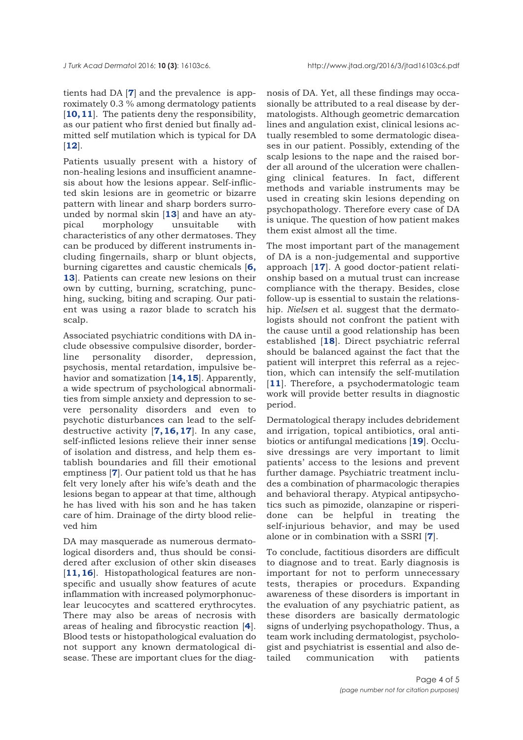tients had DA [7] and the prevalence is approximately 0.3 % among dermatology patients [10, 11]. The patients deny the responsibility, as our patient who first denied but finally admitted self mutilation which is typical for DA [12].

Patients usually present with a history of non-healing lesions and insufficient anamnesis about how the lesions appear. Self-inflicted skin lesions are in geometric or bizarre pattern with linear and sharp borders surrounded by normal skin [13] and have an atypical morphology unsuitable with characteristics of any other dermatoses. They can be produced by different instruments including fingernails, sharp or blunt objects, burning cigarettes and caustic chemicals [6, 13]. Patients can create new lesions on their own by cutting, burning, scratching, punching, sucking, biting and scraping. Our patient was using a razor blade to scratch his scalp.

Associated psychiatric conditions with DA include obsessive compulsive disorder, borderline personality disorder, depression, psychosis, mental retardation, impulsive behavior and somatization [14, 15]. Apparently, a wide spectrum of psychological abnormalities from simple anxiety and depression to severe personality disorders and even to psychotic disturbances can lead to the self-destructive activity [7, 16, 17]. In any case, self-inflicted lesions relieve their inner sense of isolation and distress, and help them establish boundaries and fill their emotional emptiness [7]. Our patient told us that he has felt very lonely after his wife's death and the lesions began to appear at that time, although he has lived with his son and he has taken care of him. Drainage of the dirty blood relieved him

DA may masquerade as numerous dermatological disorders and, thus should be considered after exclusion of other skin diseases [11, 16]. Histopathological features are nonspecific and usually show features of acute inflammation with increased polymorphonuclear leucocytes and scattered erythrocytes. There may also be areas of necrosis with areas of healing and fibrocystic reaction [4]. Blood tests or histopathological evaluation do not support any known dermatological disease. These are important clues for the diagnosis of DA. Yet, all these findings may occasionally be attributed to a real disease by dermatologists. Although geometric demarcation lines and angulation exist, clinical lesions actually resembled to some dermatologic diseases in our patient. Possibly, extending of the scalp lesions to the nape and the raised border all around of the ulceration were challenging clinical features. In fact, different methods and variable instruments may be used in creating skin lesions depending on psychopathology. Therefore every case of DA is unique. The question of how patient makes them exist almost all the time.

The most important part of the management of DA is a non-judgemental and supportive approach [17]. A good doctor-patient relationship based on a mutual trust can increase compliance with the therapy. Besides, close follow-up is essential to sustain the relationship. *Nielsen* et al. suggest that the dermatologists should not confront the patient with the cause until a good relationship has been established [18]. Direct psychiatric referral should be balanced against the fact that the patient will interpret this referral as a rejection, which can intensify the self-mutilation [11]. Therefore, a psychodermatologic team work will provide better results in diagnostic period.

Dermatological therapy includes debridement and irrigation, topical antibiotics, oral antibiotics or antifungal medications [19]. Occlusive dressings are very important to limit patients' access to the lesions and prevent further damage. Psychiatric treatment includes a combination of pharmacologic therapies and behavioral therapy. Atypical antipsychotics such as pimozide, olanzapine or risperidone can be helpful in treating the self-injurious behavior, and may be used alone or in combination with a SSRI [7].

To conclude, factitious disorders are difficult to diagnose and to treat. Early diagnosis is important for not to perform unnecessary tests, therapies or procedurs. Expanding awareness of these disorders is important in the evaluation of any psychiatric patient, as these disorders are basically dermatologic signs of underlying psychopathology. Thus, a team work including dermatologist, psychologist and psychiatrist is essential and also detailed communication with patients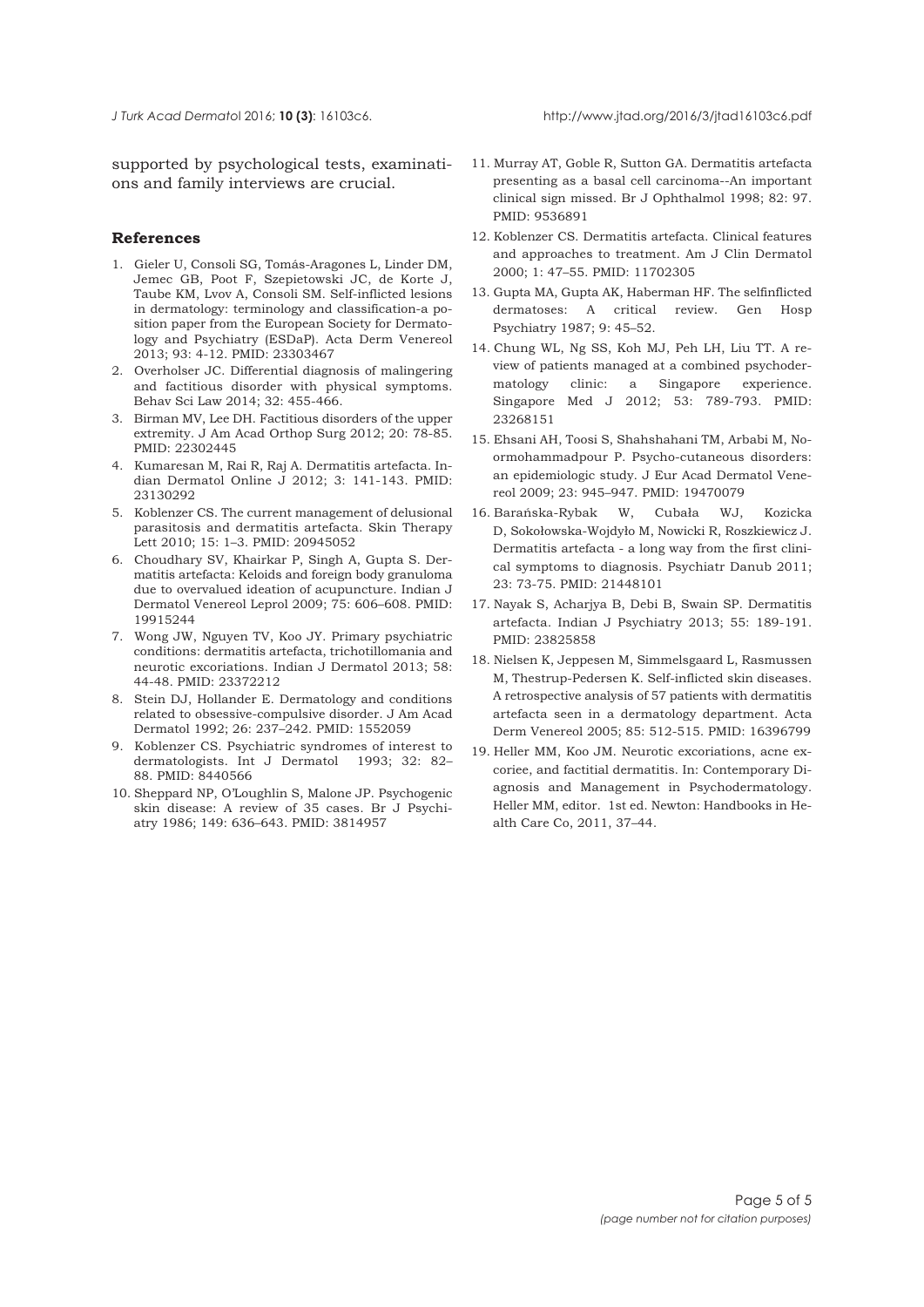supported by psychological tests, examinations and family interviews are crucial.

## References

1. Gieler U, Consoli SG, Tomás-Aragones L, Linder DM, Jemec GB, Poot F, Szepietowski JC, de Korte J, Taube KM, Lvov A, Consoli SM. Self-inflicted lesions in dermatology: terminology and classification-a position paper from the European Society for Dermatology and Psychiatry (ESDaP). Acta Derm Venereol 2013; 93: 4-12. PMID: 23303467
2. Overholser JC. Differential diagnosis of malingering and factitious disorder with physical symptoms. Behav Sci Law 2014; 32: 455-466.
3. Birman MV, Lee DH. Factitious disorders of the upper extremity. J Am Acad Orthop Surg 2012; 20: 78-85. PMID: 22302445
4. Kumaresan M, Rai R, Raj A. Dermatitis artefacta. Indian Dermatol Online J 2012; 3: 141-143. PMID: 23130292
5. Koblenzer CS. The current management of delusional parasitosis and dermatitis artefacta. Skin Therapy Lett 2010; 15: 1–3. PMID: 20945052
6. Choudhary SV, Khairkar P, Singh A, Gupta S. Dermatitis artefacta: Keloids and foreign body granuloma due to overvalued ideation of acupuncture. Indian J Dermatol Venereol Leprol 2009; 75: 606–608. PMID: 19915244
7. Wong JW, Nguyen TV, Koo JY. Primary psychiatric conditions: dermatitis artefacta, trichotillomania and neurotic excoriations. Indian J Dermatol 2013; 58: 44-48. PMID: 23372212
8. Stein DJ, Hollander E. Dermatology and conditions related to obsessive-compulsive disorder. J Am Acad Dermatol 1992; 26: 237–242. PMID: 1552059
9. Koblenzer CS. Psychiatric syndromes of interest to dermatologists. Int J Dermatol 1993; 32: 82–88. PMID: 8440566
10. Sheppard NP, O'Loughlin S, Malone JP. Psychogenic skin disease: A review of 35 cases. Br J Psychiatry 1986; 149: 636–643. PMID: 3814957
11. Murray AT, Goble R, Sutton GA. Dermatitis artefacta presenting as a basal cell carcinoma--An important clinical sign missed. Br J Ophthalmol 1998; 82: 97. PMID: 9536891
12. Koblenzer CS. Dermatitis artefacta. Clinical features and approaches to treatment. Am J Clin Dermatol 2000; 1: 47–55. PMID: 11702305
13. Gupta MA, Gupta AK, Haberman HF. The selfinflicted dermatoses: A critical review. Gen Hosp Psychiatry 1987; 9: 45–52.
14. Chung WL, Ng SS, Koh MJ, Peh LH, Liu TT. A review of patients managed at a combined psychodermatology clinic: a Singapore experience. Singapore Med J 2012; 53: 789-793. PMID: 23268151
15. Ehsani AH, Toosi S, Shahshahani TM, Arbabi M, Noormohammadpour P. Psycho-cutaneous disorders: an epidemiologic study. J Eur Acad Dermatol Venereol 2009; 23: 945–947. PMID: 19470079
16. Barańska-Rybak W, Cubała WJ, Kozicka D, Sokołowska-Wojdyło M, Nowicki R, Roszkiewicz J. Dermatitis artefacta - a long way from the first clinical symptoms to diagnosis. Psychiatr Danub 2011; 23: 73-75. PMID: 21448101
17. Nayak S, Acharjya B, Debi B, Swain SP. Dermatitis artefacta. Indian J Psychiatry 2013; 55: 189-191. PMID: 23825858
18. Nielsen K, Jeppesen M, Simmelsgaard L, Rasmussen M, Thestrup-Pedersen K. Self-inflicted skin diseases. A retrospective analysis of 57 patients with dermatitis artefacta seen in a dermatology department. Acta Derm Venereol 2005; 85: 512-515. PMID: 16396799
19. Heller MM, Koo JM. Neurotic excoriations, acne excoriee, and factitial dermatitis. In: Contemporary Diagnosis and Management in Psychodermatology. Heller MM, editor. 1st ed. Newton: Handbooks in Health Care Co, 2011, 37–44.